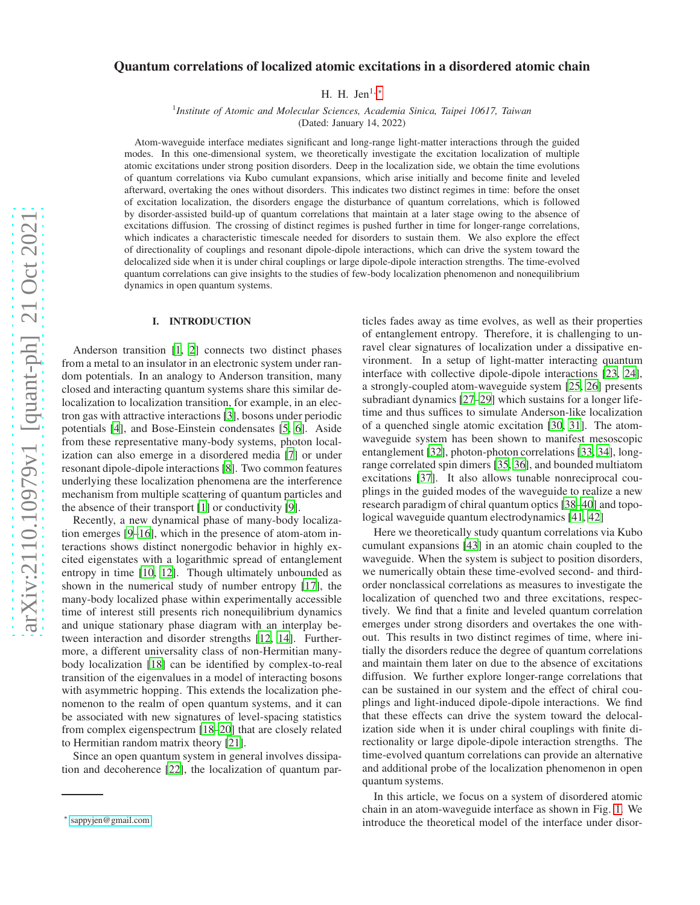# Quantum correlations of localized atomic excitations in a disordered atomic chain

H. H. Jen[1,*]

[1] *Institute of Atomic and Molecular Sciences, Academia Sinica, Taipei 10617, Taiwan*

(Dated: January 14, 2022)

Atom-waveguide interface mediates significant and long-range light-matter interactions through the guided modes. In this one-dimensional system, we theoretically investigate the excitation localization of multiple atomic excitations under strong position disorders. Deep in the localization side, we obtain the time evolutions of quantum correlations via Kubo cumulant expansions, which arise initially and become finite and leveled afterward, overtaking the ones without disorders. This indicates two distinct regimes in time: before the onset of excitation localization, the disorders engage the disturbance of quantum correlations, which is followed by disorder-assisted build-up of quantum correlations that maintain at a later stage owing to the absence of excitations diffusion. The crossing of distinct regimes is pushed further in time for longer-range correlations, which indicates a characteristic timescale needed for disorders to sustain them. We also explore the effect of directionality of couplings and resonant dipole-dipole interactions, which can drive the system toward the delocalized side when it is under chiral couplings or large dipole-dipole interaction strengths. The time-evolved quantum correlations can give insights to the studies of few-body localization phenomenon and nonequilibrium dynamics in open quantum systems.

## I. INTRODUCTION

Anderson transition [1, 2] connects two distinct phases from a metal to an insulator in an electronic system under random potentials. In an analogy to Anderson transition, many closed and interacting quantum systems share this similar delocalization to localization transition, for example, in an electron gas with attractive interactions [3], bosons under periodic potentials [4], and Bose-Einstein condensates [5, 6]. Aside from these representative many-body systems, photon localization can also emerge in a disordered media [7] or under resonant dipole-dipole interactions [8]. Two common features underlying these localization phenomena are the interference mechanism from multiple scattering of quantum particles and the absence of their transport [1] or conductivity [9].

Recently, a new dynamical phase of many-body localization emerges [9–16], which in the presence of atom-atom interactions shows distinct nonergodic behavior in highly excited eigenstates with a logarithmic spread of entanglement entropy in time [10, 12]. Though ultimately unbounded as shown in the numerical study of number entropy [17], the many-body localized phase within experimentally accessible time of interest still presents rich nonequilibrium dynamics and unique stationary phase diagram with an interplay between interaction and disorder strengths [12, 14]. Furthermore, a different universality class of non-Hermitian many-body localization [18] can be identified by complex-to-real transition of the eigenvalues in a model of interacting bosons with asymmetric hopping. This extends the localization phenomenon to the realm of open quantum systems, and it can be associated with new signatures of level-spacing statistics from complex eigenspectrum [18–20] that are closely related to Hermitian random matrix theory [21].

Since an open quantum system in general involves dissipation and decoherence [22], the localization of quantum particles fades away as time evolves, as well as their properties of entanglement entropy. Therefore, it is challenging to unravel clear signatures of localization under a dissipative environment. In a setup of light-matter interacting quantum interface with collective dipole-dipole interactions [23, 24], a strongly-coupled atom-waveguide system [25, 26] presents subradiant dynamics [27–29] which sustains for a longer lifetime and thus suffices to simulate Anderson-like localization of a quenched single atomic excitation [30, 31]. The atom-waveguide system has been shown to manifest mesoscopic entanglement [32], photon-photon correlations [33, 34], long-range correlated spin dimers [35, 36], and bounded multiatom excitations [37]. It also allows tunable nonreciprocal couplings in the guided modes of the waveguide to realize a new research paradigm of chiral quantum optics [38–40] and topological waveguide quantum electrodynamics [41, 42]

Here we theoretically study quantum correlations via Kubo cumulant expansions [43] in an atomic chain coupled to the waveguide. When the system is subject to position disorders, we numerically obtain these time-evolved second- and third-order nonclassical correlations as measures to investigate the localization of quenched two and three excitations, respectively. We find that a finite and leveled quantum correlation emerges under strong disorders and overtakes the one without. This results in two distinct regimes of time, where initially the disorders reduce the degree of quantum correlations and maintain them later on due to the absence of excitations diffusion. We further explore longer-range correlations that can be sustained in our system and the effect of chiral couplings and light-induced dipole-dipole interactions. We find that these effects can drive the system toward the delocalization side when it is under chiral couplings with finite directionality or large dipole-dipole interaction strengths. The time-evolved quantum correlations can provide an alternative and additional probe of the localization phenomenon in open quantum systems.

In this article, we focus on a system of disordered atomic chain in an atom-waveguide interface as shown in Fig. 1. We introduce the theoretical model of the interface under disor-

* sappyjen@gmail.com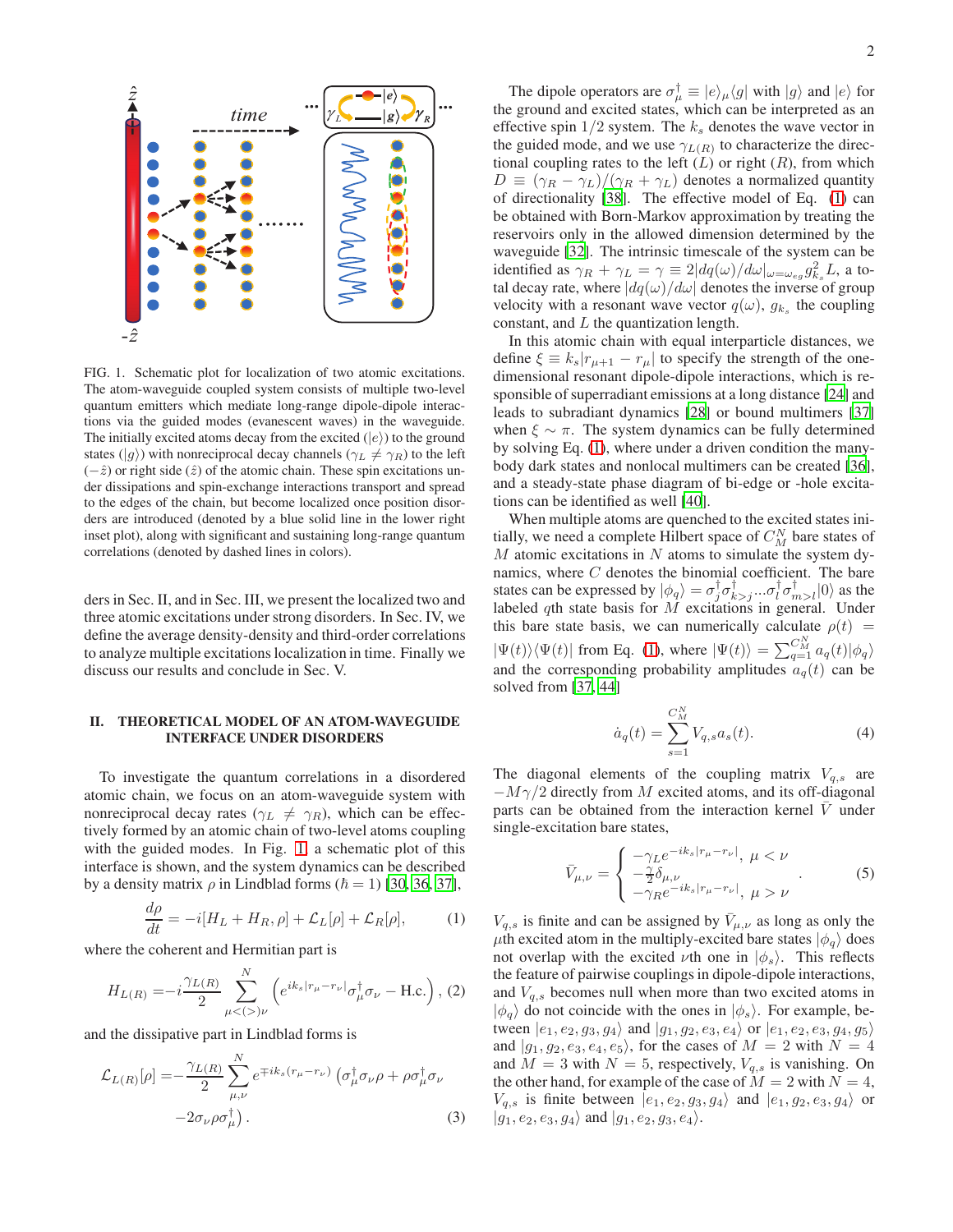FIG. 1. Schematic plot for localization of two atomic excitations. The atom-waveguide coupled system consists of multiple two-level quantum emitters which mediate long-range dipole-dipole interactions via the guided modes (evanescent waves) in the waveguide. The initially excited atoms decay from the excited ($|e\rangle$) to the ground states ($|g\rangle$) with nonreciprocal decay channels ($\gamma_L \neq \gamma_R$) to the left ($-\hat{z}$) or right side ($\hat{z}$) of the atomic chain. These spin excitations under dissipations and spin-exchange interactions transport and spread to the edges of the chain, but become localized once position disorders are introduced (denoted by a blue solid line in the lower right inset plot), along with significant and sustaining long-range quantum correlations (denoted by dashed lines in colors).

ders in Sec. II, and in Sec. III, we present the localized two and three atomic excitations under strong disorders. In Sec. IV, we define the average density-density and third-order correlations to analyze multiple excitations localization in time. Finally we discuss our results and conclude in Sec. V.

## II. THEORETICAL MODEL OF AN ATOM-WAVEGUIDE INTERFACE UNDER DISORDERS

To investigate the quantum correlations in a disordered atomic chain, we focus on an atom-waveguide system with nonreciprocal decay rates ($\gamma_L \neq \gamma_R$), which can be effectively formed by an atomic chain of two-level atoms coupling with the guided modes. In Fig. 1, a schematic plot of this interface is shown, and the system dynamics can be described by a density matrix $\rho$ in Lindblad forms ($\hbar = 1$) [30, 36, 37],

$$\frac{d\rho}{dt} = -i[H_L + H_R, \rho] + \mathcal{L}_L[\rho] + \mathcal{L}_R[\rho], \tag{1}$$

where the coherent and Hermitian part is

$$H_{L(R)} = -i\frac{\gamma_{L(R)}}{2}\sum_{\mu<(>)\nu}^{N}\left(e^{ik_s|r_\mu - r_\nu|}\sigma_\mu^\dagger\sigma_\nu - \text{H.c.}\right), \tag{2}$$

and the dissipative part in Lindblad forms is

$$\mathcal{L}_{L(R)}[\rho] = -\frac{\gamma_{L(R)}}{2}\sum_{\mu,\nu}^{N} e^{\mp ik_s(r_\mu - r_\nu)}\left(\sigma_\mu^\dagger\sigma_\nu\rho + \rho\sigma_\mu^\dagger\sigma_\nu - 2\sigma_\nu\rho\sigma_\mu^\dagger\right). \tag{3}$$

The dipole operators are $\sigma_\mu^\dagger \equiv |e\rangle_\mu\langle g|$ with $|g\rangle$ and $|e\rangle$ for the ground and excited states, which can be interpreted as an effective spin 1/2 system. The $k_s$ denotes the wave vector in the guided mode, and we use $\gamma_{L(R)}$ to characterize the directional coupling rates to the left ($L$) or right ($R$), from which $D \equiv (\gamma_R - \gamma_L)/(\gamma_R + \gamma_L)$ denotes a normalized quantity of directionality [38]. The effective model of Eq. (1) can be obtained with Born-Markov approximation by treating the reservoirs only in the allowed dimension determined by the waveguide [32]. The intrinsic timescale of the system can be identified as $\gamma_R + \gamma_L = \gamma \equiv 2|dq(\omega)/d\omega|_{\omega=\omega_{eg}} g_{k_s}^2 L$, a total decay rate, where $|dq(\omega)/d\omega|$ denotes the inverse of group velocity with a resonant wave vector $q(\omega)$, $g_{k_s}$ the coupling constant, and $L$ the quantization length.

In this atomic chain with equal interparticle distances, we define $\xi \equiv k_s|r_{\mu+1} - r_\mu|$ to specify the strength of the one-dimensional resonant dipole-dipole interactions, which is responsible of superradiant emissions at a long distance [24] and leads to subradiant dynamics [28] or bound multimers [37] when $\xi \sim \pi$. The system dynamics can be fully determined by solving Eq. (1), where under a driven condition the many-body dark states and nonlocal multimers can be created [36], and a steady-state phase diagram of bi-edge or -hole excitations can be identified as well [40].

When multiple atoms are quenched to the excited states initially, we need a complete Hilbert space of $C_M^N$ bare states of $M$ atomic excitations in $N$ atoms to simulate the system dynamics, where $C$ denotes the binomial coefficient. The bare states can be expressed by $|\phi_q\rangle = \sigma_j^\dagger\sigma_{k>j}^\dagger\ldots\sigma_l^\dagger\sigma_{m>l}^\dagger|0\rangle$ as the labeled $q$th state basis for $M$ excitations in general. Under this bare state basis, we can numerically calculate $\rho(t) = |\Psi(t)\rangle\langle\Psi(t)|$ from Eq. (1), where $|\Psi(t)\rangle = \sum_{q=1}^{C_M^N} a_q(t)|\phi_q\rangle$ and the corresponding probability amplitudes $a_q(t)$ can be solved from [37, 44]

$$\dot{a}_q(t) = \sum_{s=1}^{C_M^N} V_{q,s}a_s(t). \tag{4}$$

The diagonal elements of the coupling matrix $V_{q,s}$ are $-M\gamma/2$ directly from $M$ excited atoms, and its off-diagonal parts can be obtained from the interaction kernel $\bar{V}$ under single-excitation bare states,

$$\bar{V}_{\mu,\nu} = \begin{cases} -\gamma_L e^{-ik_s|r_\mu - r_\nu|}, & \mu < \nu \\ -\frac{\gamma}{2}\delta_{\mu,\nu} \\ -\gamma_R e^{-ik_s|r_\mu - r_\nu|}, & \mu > \nu \end{cases}. \tag{5}$$

$V_{q,s}$ is finite and can be assigned by $\bar{V}_{\mu,\nu}$ as long as only the $\mu$th excited atom in the multiply-excited bare states $|\phi_q\rangle$ does not overlap with the excited $\nu$th one in $|\phi_s\rangle$. This reflects the feature of pairwise couplings in dipole-dipole interactions, and $V_{q,s}$ becomes null when more than two excited atoms in $|\phi_q\rangle$ do not coincide with the ones in $|\phi_s\rangle$. For example, between $|e_1, e_2, g_3, g_4\rangle$ and $|g_1, g_2, e_3, e_4\rangle$ or $|e_1, e_2, e_3, g_4, g_5\rangle$ and $|g_1, g_2, e_3, e_4, e_5\rangle$, for the cases of $M = 2$ with $N = 4$ and $M = 3$ with $N = 5$, respectively, $V_{q,s}$ is vanishing. On the other hand, for example of the case of $M = 2$ with $N = 4$, $V_{q,s}$ is finite between $|e_1, e_2, g_3, g_4\rangle$ and $|e_1, g_2, e_3, g_4\rangle$ or $|g_1, e_2, e_3, g_4\rangle$ and $|g_1, e_2, g_3, e_4\rangle$.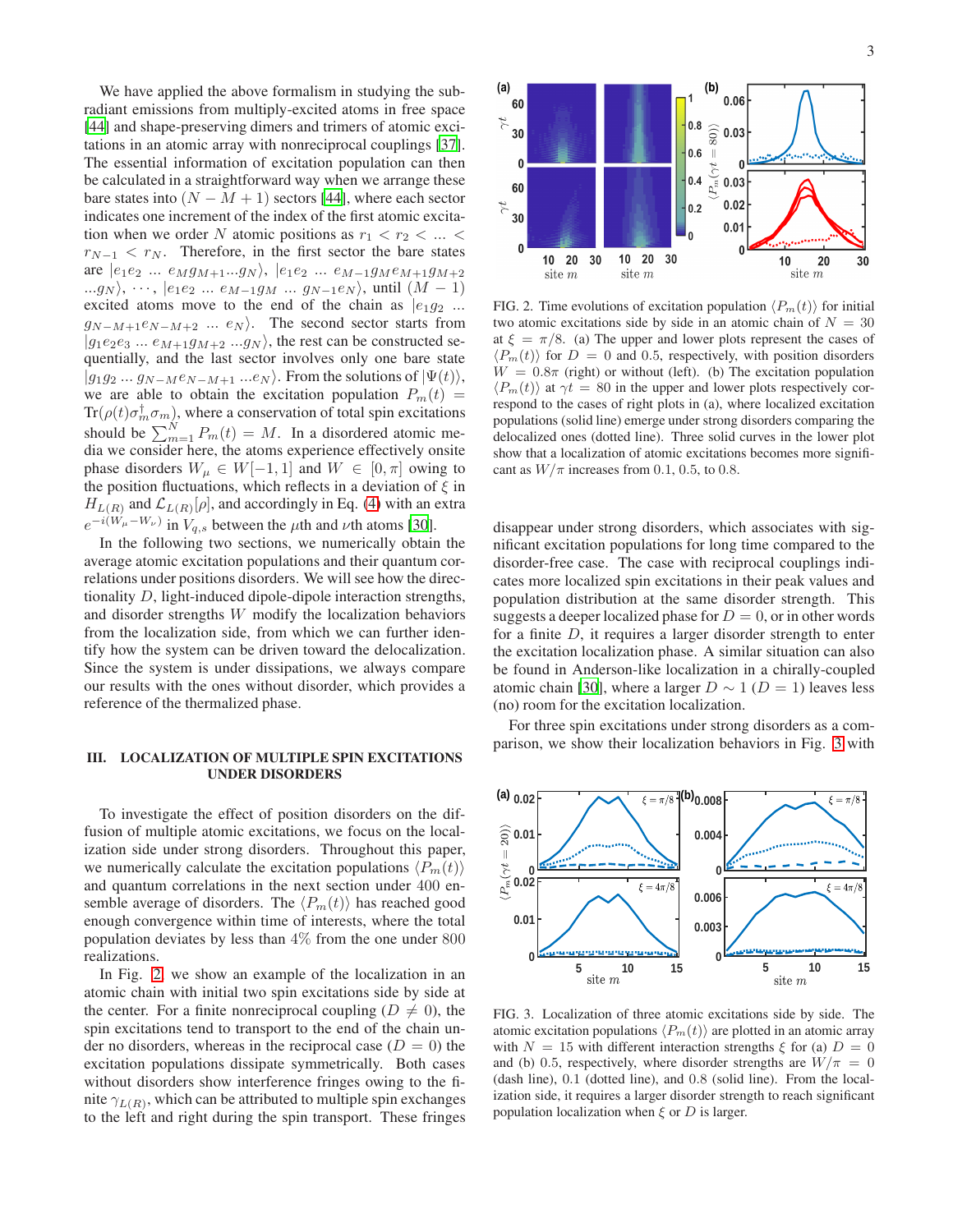We have applied the above formalism in studying the subradiant emissions from multiply-excited atoms in free space [44] and shape-preserving dimers and trimers of atomic excitations in an atomic array with nonreciprocal couplings [37]. The essential information of excitation population can then be calculated in a straightforward way when we arrange these bare states into $(N-M+1)$ sectors [44], where each sector indicates one increment of the index of the first atomic excitation when we order $N$ atomic positions as $r_1 < r_2 < ... < r_{N-1} < r_N$. Therefore, in the first sector the bare states are $|e_1 e_2 \,...\, e_M g_{M+1} ... g_N\rangle$, $|e_1 e_2 \,...\, e_{M-1} g_M e_{M+1} g_{M+2} ... g_N\rangle$, $\cdots$, $|e_1 e_2 \,...\, e_{M-1} g_M \,...\, g_{N-1} e_N\rangle$, until $(M-1)$ excited atoms move to the end of the chain as $|e_1 g_2 \,...\, g_{N-M+1} e_{N-M+2} \,...\, e_N\rangle$. The second sector starts from $|g_1 e_2 e_3 \,...\, e_{M+1} g_{M+2} ... g_N\rangle$, the rest can be constructed sequentially, and the last sector involves only one bare state $|g_1 g_2 ... g_{N-M} e_{N-M+1} ... e_N\rangle$. From the solutions of $|\Psi(t)\rangle$, we are able to obtain the excitation population $P_m(t) = \text{Tr}(\rho(t)\sigma_m^\dagger \sigma_m)$, where a conservation of total spin excitations should be $\sum_{m=1}^N P_m(t) = M$. In a disordered atomic media we consider here, the atoms experience effectively onsite phase disorders $W_\mu \in W[-1,1]$ and $W \in [0,\pi]$ owing to the position fluctuations, which reflects in a deviation of $\xi$ in $H_{L(R)}$ and $\mathcal{L}_{L(R)}[\rho]$, and accordingly in Eq. (4) with an extra $e^{-i(W_\mu - W_\nu)}$ in $V_{q,s}$ between the $\mu$th and $\nu$th atoms [30].

In the following two sections, we numerically obtain the average atomic excitation populations and their quantum correlations under positions disorders. We will see how the directionality $D$, light-induced dipole-dipole interaction strengths, and disorder strengths $W$ modify the localization behaviors from the localization side, from which we can further identify how the system can be driven toward the delocalization. Since the system is under dissipations, we always compare our results with the ones without disorder, which provides a reference of the thermalized phase.

## III. LOCALIZATION OF MULTIPLE SPIN EXCITATIONS UNDER DISORDERS

To investigate the effect of position disorders on the diffusion of multiple atomic excitations, we focus on the localization side under strong disorders. Throughout this paper, we numerically calculate the excitation populations $\langle P_m(t)\rangle$ and quantum correlations in the next section under 400 ensemble average of disorders. The $\langle P_m(t)\rangle$ has reached good enough convergence within time of interests, where the total population deviates by less than 4% from the one under 800 realizations.

In Fig. 2, we show an example of the localization in an atomic chain with initial two spin excitations side by side at the center. For a finite nonreciprocal coupling ($D \neq 0$), the spin excitations tend to transport to the end of the chain under no disorders, whereas in the reciprocal case ($D = 0$) the excitation populations dissipate symmetrically. Both cases without disorders show interference fringes owing to the finite $\gamma_{L(R)}$, which can be attributed to multiple spin exchanges to the left and right during the spin transport. These fringes disappear under strong disorders, which associates with significant excitation populations for long time compared to the disorder-free case. The case with reciprocal couplings indicates more localized spin excitations in their peak values and population distribution at the same disorder strength. This suggests a deeper localized phase for $D = 0$, or in other words for a finite $D$, it requires a larger disorder strength to enter the excitation localization phase. A similar situation can also be found in Anderson-like localization in a chirally-coupled atomic chain [30], where a larger $D \sim 1$ ($D = 1$) leaves less (no) room for the excitation localization.

FIG. 2. Time evolutions of excitation population $\langle P_m(t)\rangle$ for initial two atomic excitations side by side in an atomic chain of $N = 30$ at $\xi = \pi/8$. (a) The upper and lower plots represent the cases of $\langle P_m(t)\rangle$ for $D = 0$ and 0.5, respectively, with position disorders $W = 0.8\pi$ (right) or without (left). (b) The excitation population $\langle P_m(t)\rangle$ at $\gamma t = 80$ in the upper and lower plots respectively correspond to the cases of right plots in (a), where localized excitation populations (solid line) emerge under strong disorders comparing the delocalized ones (dotted line). Three solid curves in the lower plot show that a localization of atomic excitations becomes more significant as $W/\pi$ increases from 0.1, 0.5, to 0.8.

For three spin excitations under strong disorders as a comparison, we show their localization behaviors in Fig. 3 with

FIG. 3. Localization of three atomic excitations side by side. The atomic excitation populations $\langle P_m(t)\rangle$ are plotted in an atomic array with $N = 15$ with different interaction strengths $\xi$ for (a) $D = 0$ and (b) 0.5, respectively, where disorder strengths are $W/\pi = 0$ (dash line), 0.1 (dotted line), and 0.8 (solid line). From the localization side, it requires a larger disorder strength to reach significant population localization when $\xi$ or $D$ is larger.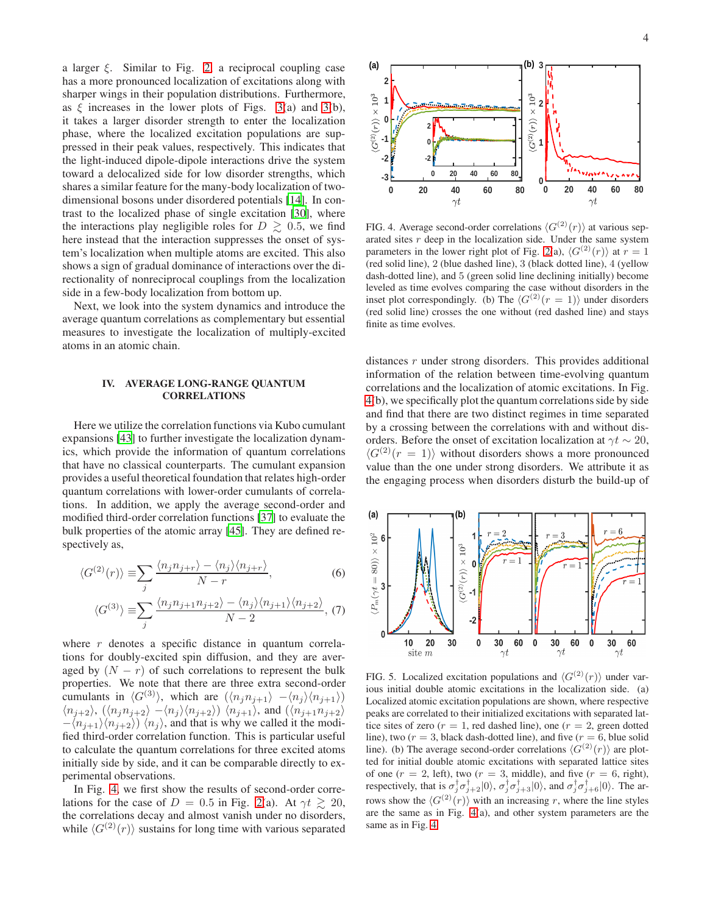a larger $\xi$. Similar to Fig. 2, a reciprocal coupling case has a more pronounced localization of excitations along with sharper wings in their population distributions. Furthermore, as $\xi$ increases in the lower plots of Figs. 3(a) and 3(b), it takes a larger disorder strength to enter the localization phase, where the localized excitation populations are suppressed in their peak values, respectively. This indicates that the light-induced dipole-dipole interactions drive the system toward a delocalized side for low disorder strengths, which shares a similar feature for the many-body localization of two-dimensional bosons under disordered potentials [14]. In contrast to the localized phase of single excitation [30], where the interactions play negligible roles for $D \gtrsim 0.5$, we find here instead that the interaction suppresses the onset of system's localization when multiple atoms are excited. This also shows a sign of gradual dominance of interactions over the directionality of nonreciprocal couplings from the localization side in a few-body localization from bottom up.

Next, we look into the system dynamics and introduce the average quantum correlations as complementary but essential measures to investigate the localization of multiply-excited atoms in an atomic chain.

## IV. AVERAGE LONG-RANGE QUANTUM CORRELATIONS

Here we utilize the correlation functions via Kubo cumulant expansions [43] to further investigate the localization dynamics, which provide the information of quantum correlations that have no classical counterparts. The cumulant expansion provides a useful theoretical foundation that relates high-order quantum correlations with lower-order cumulants of correlations. In addition, we apply the average second-order and modified third-order correlation functions [37] to evaluate the bulk properties of the atomic array [45]. They are defined respectively as,

$$\langle G^{(2)}(r)\rangle \equiv \sum_j \frac{\langle n_j n_{j+r}\rangle - \langle n_j\rangle\langle n_{j+r}\rangle}{N-r}, \quad (6)$$

$$\langle G^{(3)}\rangle \equiv \sum_j \frac{\langle n_j n_{j+1} n_{j+2}\rangle - \langle n_j\rangle\langle n_{j+1}\rangle\langle n_{j+2}\rangle}{N-2}, \quad (7)$$

where $r$ denotes a specific distance in quantum correlations for doubly-excited spin diffusion, and they are averaged by $(N-r)$ of such correlations to represent the bulk properties. We note that there are three extra second-order cumulants in $\langle G^{(3)}\rangle$, which are $(\langle n_j n_{j+1}\rangle - \langle n_j\rangle\langle n_{j+1}\rangle)\langle n_{j+2}\rangle$, $(\langle n_j n_{j+2}\rangle - \langle n_j\rangle\langle n_{j+2}\rangle)\langle n_{j+1}\rangle$, and $(\langle n_{j+1} n_{j+2}\rangle - \langle n_{j+1}\rangle\langle n_{j+2}\rangle)\langle n_j\rangle$, and that is why we called it the modified third-order correlation function. This is particular useful to calculate the quantum correlations for three excited atoms initially side by side, and it can be comparable directly to experimental observations.

In Fig. 4, we first show the results of second-order correlations for the case of $D = 0.5$ in Fig. 2(a). At $\gamma t \gtrsim 20$, the correlations decay and almost vanish under no disorders, while $\langle G^{(2)}(r)\rangle$ sustains for long time with various separated distances $r$ under strong disorders. This provides additional information of the relation between time-evolving quantum correlations and the localization of atomic excitations. In Fig. 4(b), we specifically plot the quantum correlations side by side and find that there are two distinct regimes in time separated by a crossing between the correlations with and without disorders. Before the onset of excitation localization at $\gamma t \sim 20$, $\langle G^{(2)}(r=1)\rangle$ without disorders shows a more pronounced value than the one under strong disorders. We attribute it as the engaging process when disorders disturb the build-up of

FIG. 4. Average second-order correlations $\langle G^{(2)}(r)\rangle$ at various separated sites $r$ deep in the localization side. Under the same system parameters in the lower right plot of Fig. 2(a), $\langle G^{(2)}(r)\rangle$ at $r=1$ (red solid line), 2 (blue dashed line), 3 (black dotted line), 4 (yellow dash-dotted line), and 5 (green solid line declining initially) become leveled as time evolves comparing the case without disorders in the inset plot correspondingly. (b) The $\langle G^{(2)}(r=1)\rangle$ under disorders (red solid line) crosses the one without (red dashed line) and stays finite as time evolves.

FIG. 5. Localized excitation populations and $\langle G^{(2)}(r)\rangle$ under various initial double atomic excitations in the localization side. (a) Localized atomic excitation populations are shown, where respective peaks are correlated to their initialized excitations with separated lattice sites of zero ($r=1$, red dashed line), one ($r=2$, green dotted line), two ($r=3$, black dash-dotted line), and five ($r=6$, blue solid line). (b) The average second-order correlations $\langle G^{(2)}(r)\rangle$ are plotted for initial double atomic excitations with separated lattice sites of one ($r=2$, left), two ($r=3$, middle), and five ($r=6$, right), respectively, that is $\sigma_j^\dagger\sigma_{j+2}^\dagger|0\rangle$, $\sigma_j^\dagger\sigma_{j+3}^\dagger|0\rangle$, and $\sigma_j^\dagger\sigma_{j+6}^\dagger|0\rangle$. The arrows show the $\langle G^{(2)}(r)\rangle$ with an increasing $r$, where the line styles are the same as in Fig. 4(a), and other system parameters are the same as in Fig. 4.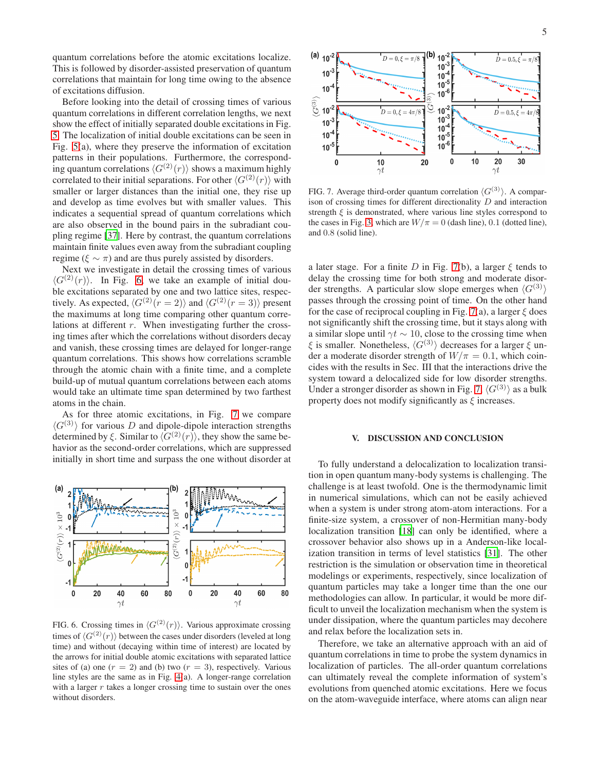quantum correlations before the atomic excitations localize. This is followed by disorder-assisted preservation of quantum correlations that maintain for long time owing to the absence of excitations diffusion.

Before looking into the detail of crossing times of various quantum correlations in different correlation lengths, we next show the effect of initially separated double excitations in Fig. 5. The localization of initial double excitations can be seen in Fig. 5(a), where they preserve the information of excitation patterns in their populations. Furthermore, the corresponding quantum correlations $\langle G^{(2)}(r)\rangle$ shows a maximum highly correlated to their initial separations. For other $\langle G^{(2)}(r)\rangle$ with smaller or larger distances than the initial one, they rise up and develop as time evolves but with smaller values. This indicates a sequential spread of quantum correlations which are also observed in the bound pairs in the subradiant coupling regime [37]. Here by contrast, the quantum correlations maintain finite values even away from the subradiant coupling regime ($\xi \sim \pi$) and are thus purely assisted by disorders.

Next we investigate in detail the crossing times of various $\langle G^{(2)}(r)\rangle$. In Fig. 6, we take an example of initial double excitations separated by one and two lattice sites, respectively. As expected, $\langle G^{(2)}(r=2)\rangle$ and $\langle G^{(2)}(r=3)\rangle$ present the maximums at long time comparing other quantum correlations at different $r$. When investigating further the crossing times after which the correlations without disorders decay and vanish, these crossing times are delayed for longer-range quantum correlations. This shows how correlations scramble through the atomic chain with a finite time, and a complete build-up of mutual quantum correlations between each atoms would take an ultimate time span determined by two farthest atoms in the chain.

As for three atomic excitations, in Fig. 7 we compare $\langle G^{(3)}\rangle$ for various $D$ and dipole-dipole interaction strengths determined by $\xi$. Similar to $\langle G^{(2)}(r)\rangle$, they show the same behavior as the second-order correlations, which are suppressed initially in short time and surpass the one without disorder at a later stage. For a finite $D$ in Fig. 7(b), a larger $\xi$ tends to delay the crossing time for both strong and moderate disorder strengths. A particular slow slope emerges when $\langle G^{(3)}\rangle$ passes through the crossing point of time. On the other hand for the case of reciprocal coupling in Fig. 7(a), a larger $\xi$ does not significantly shift the crossing time, but it stays along with a similar slope until $\gamma t \sim 10$, close to the crossing time when $\xi$ is smaller. Nonetheless, $\langle G^{(3)}\rangle$ decreases for a larger $\xi$ under a moderate disorder strength of $W/\pi = 0.1$, which coincides with the results in Sec. III that the interactions drive the system toward a delocalized side for low disorder strengths. Under a stronger disorder as shown in Fig. 7, $\langle G^{(3)}\rangle$ as a bulk property does not modify significantly as $\xi$ increases.

FIG. 6. Crossing times in $\langle G^{(2)}(r)\rangle$. Various approximate crossing times of $\langle G^{(2)}(r)\rangle$ between the cases under disorders (leveled at long time) and without (decaying within time of interest) are located by the arrows for initial double atomic excitations with separated lattice sites of (a) one ($r = 2$) and (b) two ($r = 3$), respectively. Various line styles are the same as in Fig. 4(a). A longer-range correlation with a larger $r$ takes a longer crossing time to sustain over the ones without disorders.

FIG. 7. Average third-order quantum correlation $\langle G^{(3)}\rangle$. A comparison of crossing times for different directionality $D$ and interaction strength $\xi$ is demonstrated, where various line styles correspond to the cases in Fig. 3, which are $W/\pi = 0$ (dash line), 0.1 (dotted line), and 0.8 (solid line).

## V. DISCUSSION AND CONCLUSION

To fully understand a delocalization to localization transition in open quantum many-body systems is challenging. The challenge is at least twofold. One is the thermodynamic limit in numerical simulations, which can not be easily achieved when a system is under strong atom-atom interactions. For a finite-size system, a crossover of non-Hermitian many-body localization transition [18] can only be identified, where a crossover behavior also shows up in a Anderson-like localization transition in terms of level statistics [31]. The other restriction is the simulation or observation time in theoretical modelings or experiments, respectively, since localization of quantum particles may take a longer time than the one our methodologies can allow. In particular, it would be more difficult to unveil the localization mechanism when the system is under dissipation, where the quantum particles may decohere and relax before the localization sets in.

Therefore, we take an alternative approach with an aid of quantum correlations in time to probe the system dynamics in localization of particles. The all-order quantum correlations can ultimately reveal the complete information of system's evolutions from quenched atomic excitations. Here we focus on the atom-waveguide interface, where atoms can align near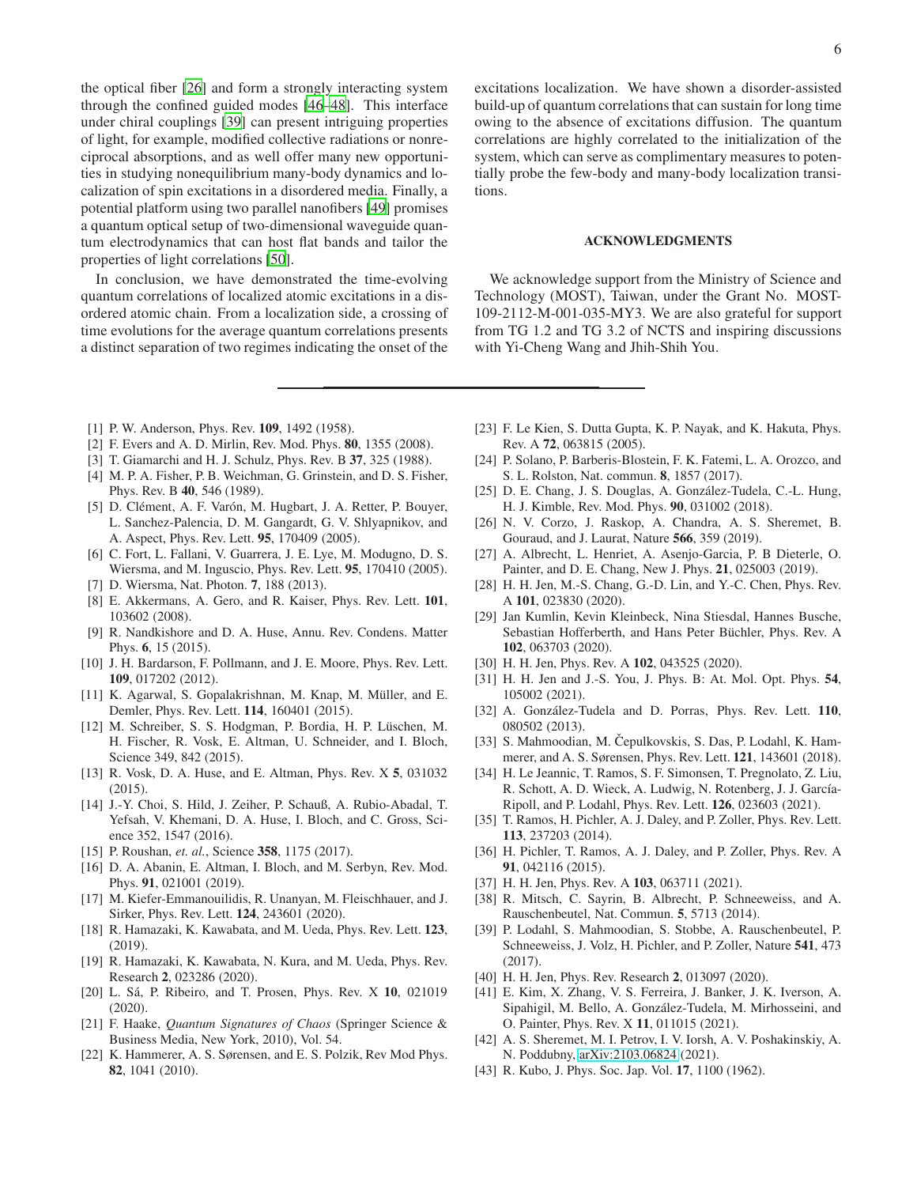the optical fiber [26] and form a strongly interacting system through the confined guided modes [46–48]. This interface under chiral couplings [39] can present intriguing properties of light, for example, modified collective radiations or nonreciprocal absorptions, and as well offer many new opportunities in studying nonequilibrium many-body dynamics and localization of spin excitations in a disordered media. Finally, a potential platform using two parallel nanofibers [49] promises a quantum optical setup of two-dimensional waveguide quantum electrodynamics that can host flat bands and tailor the properties of light correlations [50].

In conclusion, we have demonstrated the time-evolving quantum correlations of localized atomic excitations in a disordered atomic chain. From a localization side, a crossing of time evolutions for the average quantum correlations presents a distinct separation of two regimes indicating the onset of the excitations localization. We have shown a disorder-assisted build-up of quantum correlations that can sustain for long time owing to the absence of excitations diffusion. The quantum correlations are highly correlated to the initialization of the system, which can serve as complimentary measures to potentially probe the few-body and many-body localization transitions.

## ACKNOWLEDGMENTS

We acknowledge support from the Ministry of Science and Technology (MOST), Taiwan, under the Grant No. MOST-109-2112-M-001-035-MY3. We are also grateful for support from TG 1.2 and TG 3.2 of NCTS and inspiring discussions with Yi-Cheng Wang and Jhih-Shih You.

---

[1] P. W. Anderson, Phys. Rev. **109**, 1492 (1958).
[2] F. Evers and A. D. Mirlin, Rev. Mod. Phys. **80**, 1355 (2008).
[3] T. Giamarchi and H. J. Schulz, Phys. Rev. B **37**, 325 (1988).
[4] M. P. A. Fisher, P. B. Weichman, G. Grinstein, and D. S. Fisher, Phys. Rev. B **40**, 546 (1989).
[5] D. Clément, A. F. Varón, M. Hugbart, J. A. Retter, P. Bouyer, L. Sanchez-Palencia, D. M. Gangardt, G. V. Shlyapnikov, and A. Aspect, Phys. Rev. Lett. **95**, 170409 (2005).
[6] C. Fort, L. Fallani, V. Guarrera, J. E. Lye, M. Modugno, D. S. Wiersma, and M. Inguscio, Phys. Rev. Lett. **95**, 170410 (2005).
[7] D. Wiersma, Nat. Photon. **7**, 188 (2013).
[8] E. Akkermans, A. Gero, and R. Kaiser, Phys. Rev. Lett. **101**, 103602 (2008).
[9] R. Nandkishore and D. A. Huse, Annu. Rev. Condens. Matter Phys. **6**, 15 (2015).
[10] J. H. Bardarson, F. Pollmann, and J. E. Moore, Phys. Rev. Lett. **109**, 017202 (2012).
[11] K. Agarwal, S. Gopalakrishnan, M. Knap, M. Müller, and E. Demler, Phys. Rev. Lett. **114**, 160401 (2015).
[12] M. Schreiber, S. S. Hodgman, P. Bordia, H. P. Lüschen, M. H. Fischer, R. Vosk, E. Altman, U. Schneider, and I. Bloch, Science 349, 842 (2015).
[13] R. Vosk, D. A. Huse, and E. Altman, Phys. Rev. X **5**, 031032 (2015).
[14] J.-Y. Choi, S. Hild, J. Zeiher, P. Schauß, A. Rubio-Abadal, T. Yefsah, V. Khemani, D. A. Huse, I. Bloch, and C. Gross, Science 352, 1547 (2016).
[15] P. Roushan, *et. al.*, Science **358**, 1175 (2017).
[16] D. A. Abanin, E. Altman, I. Bloch, and M. Serbyn, Rev. Mod. Phys. **91**, 021001 (2019).
[17] M. Kiefer-Emmanouilidis, R. Unanyan, M. Fleischhauer, and J. Sirker, Phys. Rev. Lett. **124**, 243601 (2020).
[18] R. Hamazaki, K. Kawabata, and M. Ueda, Phys. Rev. Lett. **123**, (2019).
[19] R. Hamazaki, K. Kawabata, N. Kura, and M. Ueda, Phys. Rev. Research **2**, 023286 (2020).
[20] L. Sá, P. Ribeiro, and T. Prosen, Phys. Rev. X **10**, 021019 (2020).
[21] F. Haake, *Quantum Signatures of Chaos* (Springer Science & Business Media, New York, 2010), Vol. 54.
[22] K. Hammerer, A. S. Sørensen, and E. S. Polzik, Rev Mod Phys. **82**, 1041 (2010).
[23] F. Le Kien, S. Dutta Gupta, K. P. Nayak, and K. Hakuta, Phys. Rev. A **72**, 063815 (2005).
[24] P. Solano, P. Barberis-Blostein, F. K. Fatemi, L. A. Orozco, and S. L. Rolston, Nat. commun. **8**, 1857 (2017).
[25] D. E. Chang, J. S. Douglas, A. González-Tudela, C.-L. Hung, H. J. Kimble, Rev. Mod. Phys. **90**, 031002 (2018).
[26] N. V. Corzo, J. Raskop, A. Chandra, A. S. Sheremet, B. Gouraud, and J. Laurat, Nature **566**, 359 (2019).
[27] A. Albrecht, L. Henriet, A. Asenjo-Garcia, P. B Dieterle, O. Painter, and D. E. Chang, New J. Phys. **21**, 025003 (2019).
[28] H. H. Jen, M.-S. Chang, G.-D. Lin, and Y.-C. Chen, Phys. Rev. A **101**, 023830 (2020).
[29] Jan Kumlin, Kevin Kleinbeck, Nina Stiesdal, Hannes Busche, Sebastian Hofferberth, and Hans Peter Büchler, Phys. Rev. A **102**, 063703 (2020).
[30] H. H. Jen, Phys. Rev. A **102**, 043525 (2020).
[31] H. H. Jen and J.-S. You, J. Phys. B: At. Mol. Opt. Phys. **54**, 105002 (2021).
[32] A. González-Tudela and D. Porras, Phys. Rev. Lett. **110**, 080502 (2013).
[33] S. Mahmoodian, M. Čepulkovskis, S. Das, P. Lodahl, K. Hammerer, and A. S. Sørensen, Phys. Rev. Lett. **121**, 143601 (2018).
[34] H. Le Jeannic, T. Ramos, S. F. Simonsen, T. Pregnolato, Z. Liu, R. Schott, A. D. Wieck, A. Ludwig, N. Rotenberg, J. J. García-Ripoll, and P. Lodahl, Phys. Rev. Lett. **126**, 023603 (2021).
[35] T. Ramos, H. Pichler, A. J. Daley, and P. Zoller, Phys. Rev. Lett. **113**, 237203 (2014).
[36] H. Pichler, T. Ramos, A. J. Daley, and P. Zoller, Phys. Rev. A **91**, 042116 (2015).
[37] H. H. Jen, Phys. Rev. A **103**, 063711 (2021).
[38] R. Mitsch, C. Sayrin, B. Albrecht, P. Schneeweiss, and A. Rauschenbeutel, Nat. Commun. **5**, 5713 (2014).
[39] P. Lodahl, S. Mahmoodian, S. Stobbe, A. Rauschenbeutel, P. Schneeweiss, J. Volz, H. Pichler, and P. Zoller, Nature **541**, 473 (2017).
[40] H. H. Jen, Phys. Rev. Research **2**, 013097 (2020).
[41] E. Kim, X. Zhang, V. S. Ferreira, J. Banker, J. K. Iverson, A. Sipahigil, M. Bello, A. González-Tudela, M. Mirhosseini, and O. Painter, Phys. Rev. X **11**, 011015 (2021).
[42] A. S. Sheremet, M. I. Petrov, I. V. Iorsh, A. V. Poshakinskiy, A. N. Poddubny, arXiv:2103.06824 (2021).
[43] R. Kubo, J. Phys. Soc. Jap. Vol. **17**, 1100 (1962).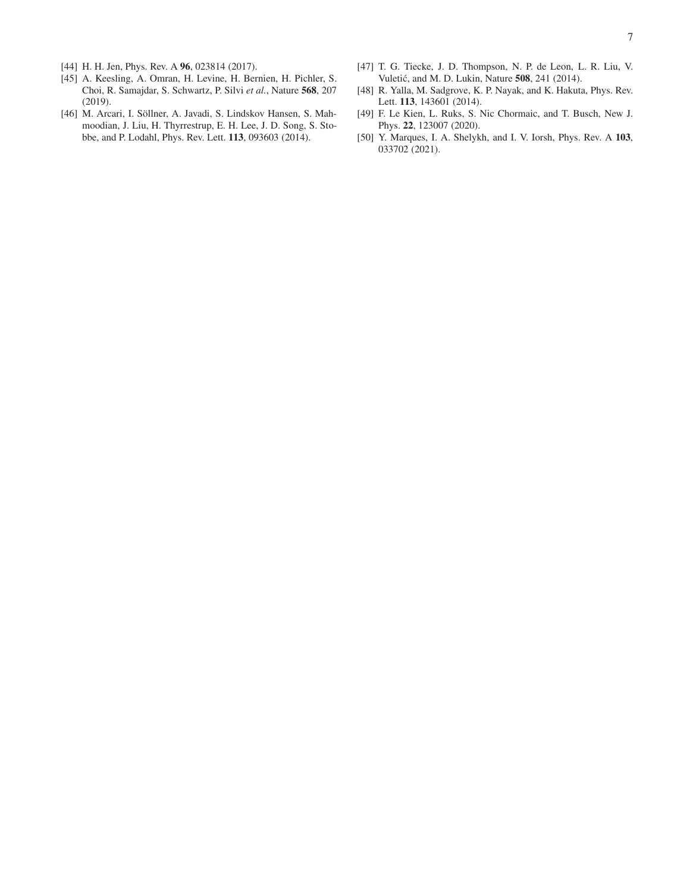[44] H. H. Jen, Phys. Rev. A **96**, 023814 (2017).

[45] A. Keesling, A. Omran, H. Levine, H. Bernien, H. Pichler, S. Choi, R. Samajdar, S. Schwartz, P. Silvi *et al.*, Nature **568**, 207 (2019).

[46] M. Arcari, I. Söllner, A. Javadi, S. Lindskov Hansen, S. Mahmoodian, J. Liu, H. Thyrrestrup, E. H. Lee, J. D. Song, S. Stobbe, and P. Lodahl, Phys. Rev. Lett. **113**, 093603 (2014).

[47] T. G. Tiecke, J. D. Thompson, N. P. de Leon, L. R. Liu, V. Vuletić, and M. D. Lukin, Nature **508**, 241 (2014).

[48] R. Yalla, M. Sadgrove, K. P. Nayak, and K. Hakuta, Phys. Rev. Lett. **113**, 143601 (2014).

[49] F. Le Kien, L. Ruks, S. Nic Chormaic, and T. Busch, New J. Phys. **22**, 123007 (2020).

[50] Y. Marques, I. A. Shelykh, and I. V. Iorsh, Phys. Rev. A **103**, 033702 (2021).